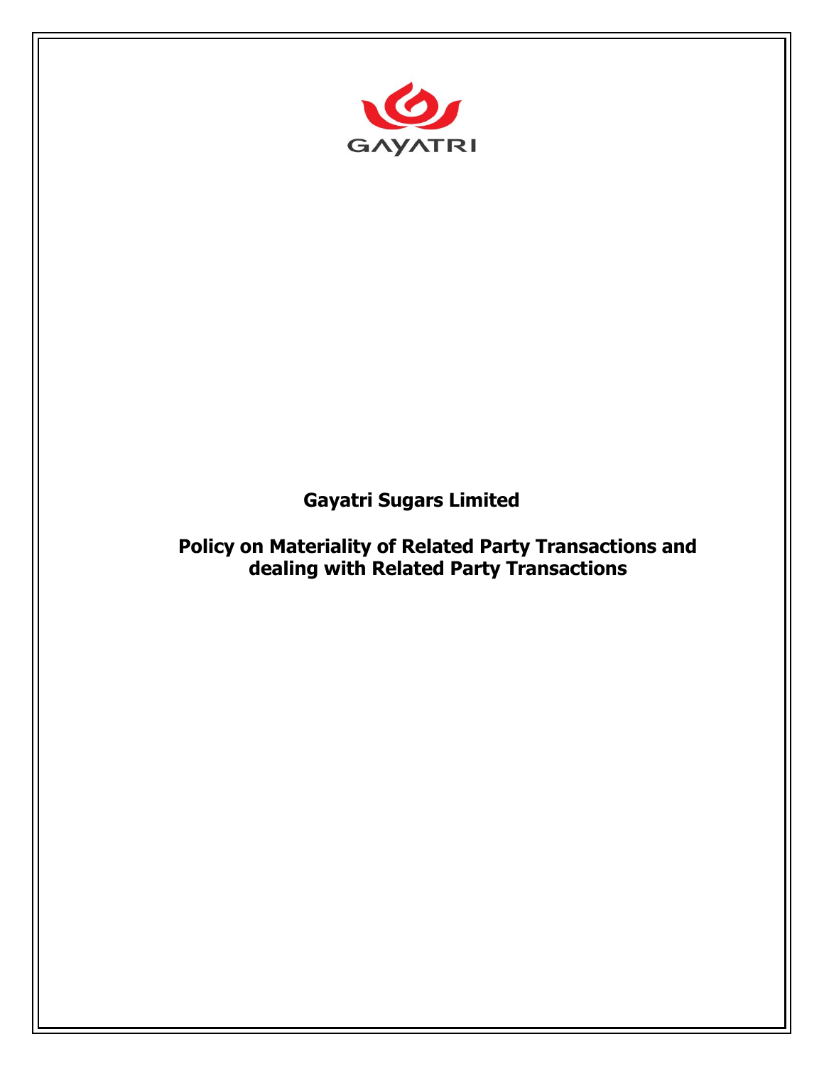GAYATRI

# Gayatri Sugars Limited

## Policy on Materiality of Related Party Transactions and dealing with Related Party Transactions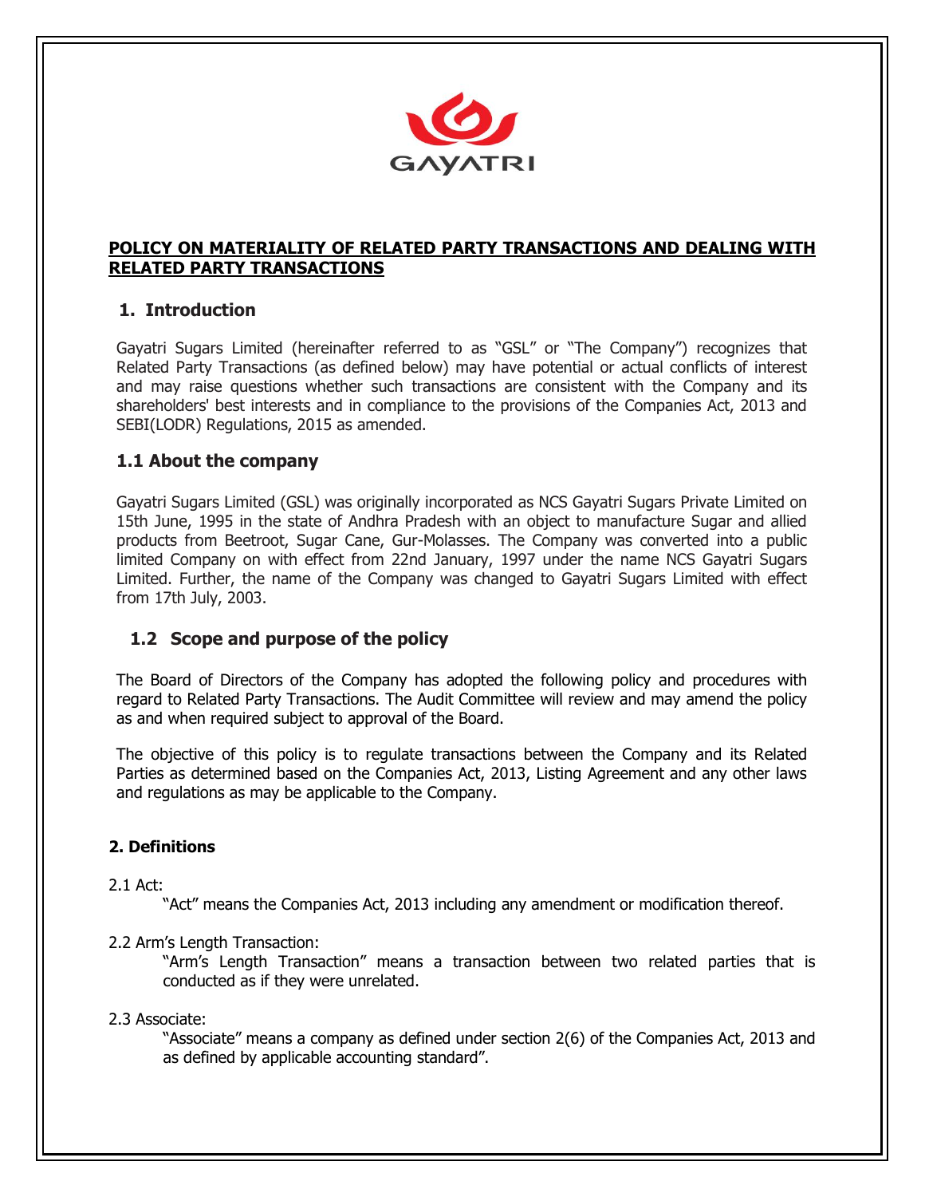## POLICY ON MATERIALITY OF RELATED PARTY TRANSACTIONS AND DEALING WITH RELATED PARTY TRANSACTIONS

### 1. Introduction

Gayatri Sugars Limited (hereinafter referred to as "GSL" or "The Company") recognizes that Related Party Transactions (as defined below) may have potential or actual conflicts of interest and may raise questions whether such transactions are consistent with the Company and its shareholders' best interests and in compliance to the provisions of the Companies Act, 2013 and SEBI(LODR) Regulations, 2015 as amended.

### 1.1 About the company

Gayatri Sugars Limited (GSL) was originally incorporated as NCS Gayatri Sugars Private Limited on 15th June, 1995 in the state of Andhra Pradesh with an object to manufacture Sugar and allied products from Beetroot, Sugar Cane, Gur-Molasses. The Company was converted into a public limited Company on with effect from 22nd January, 1997 under the name NCS Gayatri Sugars Limited. Further, the name of the Company was changed to Gayatri Sugars Limited with effect from 17th July, 2003.

### 1.2 Scope and purpose of the policy

The Board of Directors of the Company has adopted the following policy and procedures with regard to Related Party Transactions. The Audit Committee will review and may amend the policy as and when required subject to approval of the Board.

The objective of this policy is to regulate transactions between the Company and its Related Parties as determined based on the Companies Act, 2013, Listing Agreement and any other laws and regulations as may be applicable to the Company.

### 2. Definitions

2.1 Act:

"Act" means the Companies Act, 2013 including any amendment or modification thereof.

2.2 Arm's Length Transaction:

"Arm's Length Transaction" means a transaction between two related parties that is conducted as if they were unrelated.

2.3 Associate:

"Associate" means a company as defined under section 2(6) of the Companies Act, 2013 and as defined by applicable accounting standard".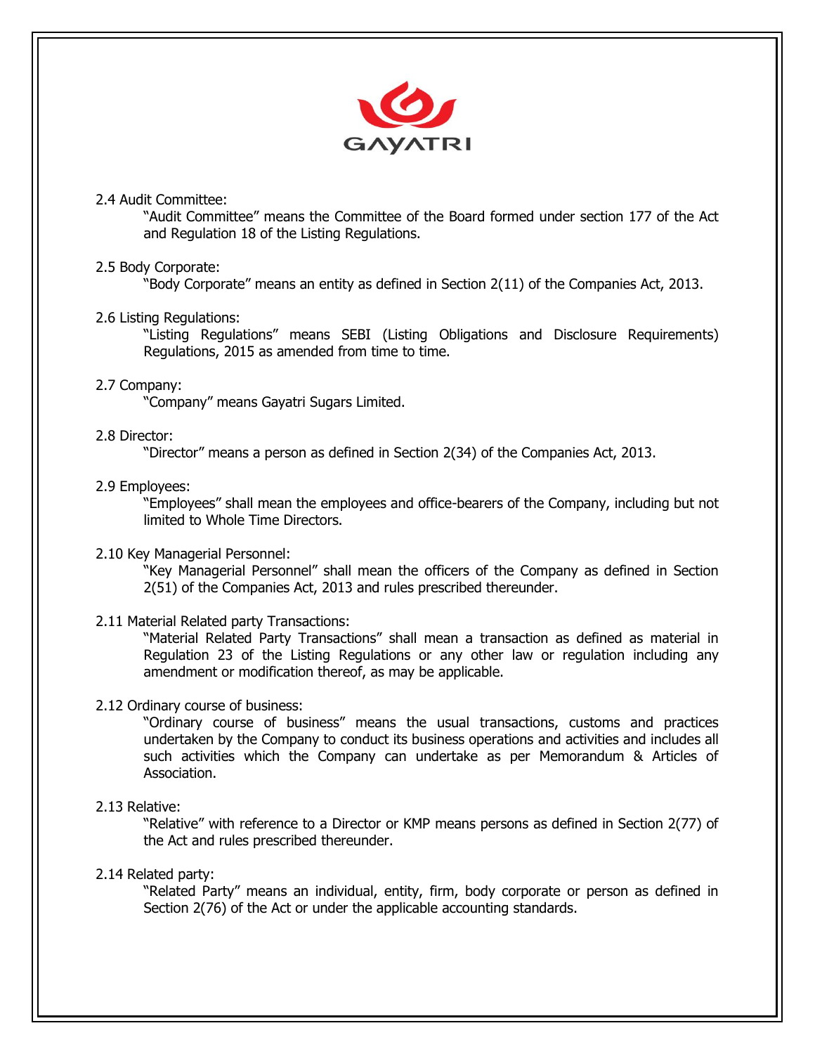2.4 Audit Committee:

"Audit Committee" means the Committee of the Board formed under section 177 of the Act and Regulation 18 of the Listing Regulations.

2.5 Body Corporate:

"Body Corporate" means an entity as defined in Section 2(11) of the Companies Act, 2013.

2.6 Listing Regulations:

"Listing Regulations" means SEBI (Listing Obligations and Disclosure Requirements) Regulations, 2015 as amended from time to time.

2.7 Company:

"Company" means Gayatri Sugars Limited.

2.8 Director:

"Director" means a person as defined in Section 2(34) of the Companies Act, 2013.

2.9 Employees:

"Employees" shall mean the employees and office-bearers of the Company, including but not limited to Whole Time Directors.

2.10 Key Managerial Personnel:

"Key Managerial Personnel" shall mean the officers of the Company as defined in Section 2(51) of the Companies Act, 2013 and rules prescribed thereunder.

2.11 Material Related party Transactions:

"Material Related Party Transactions" shall mean a transaction as defined as material in Regulation 23 of the Listing Regulations or any other law or regulation including any amendment or modification thereof, as may be applicable.

2.12 Ordinary course of business:

"Ordinary course of business" means the usual transactions, customs and practices undertaken by the Company to conduct its business operations and activities and includes all such activities which the Company can undertake as per Memorandum & Articles of Association.

2.13 Relative:

"Relative" with reference to a Director or KMP means persons as defined in Section 2(77) of the Act and rules prescribed thereunder.

2.14 Related party:

"Related Party" means an individual, entity, firm, body corporate or person as defined in Section 2(76) of the Act or under the applicable accounting standards.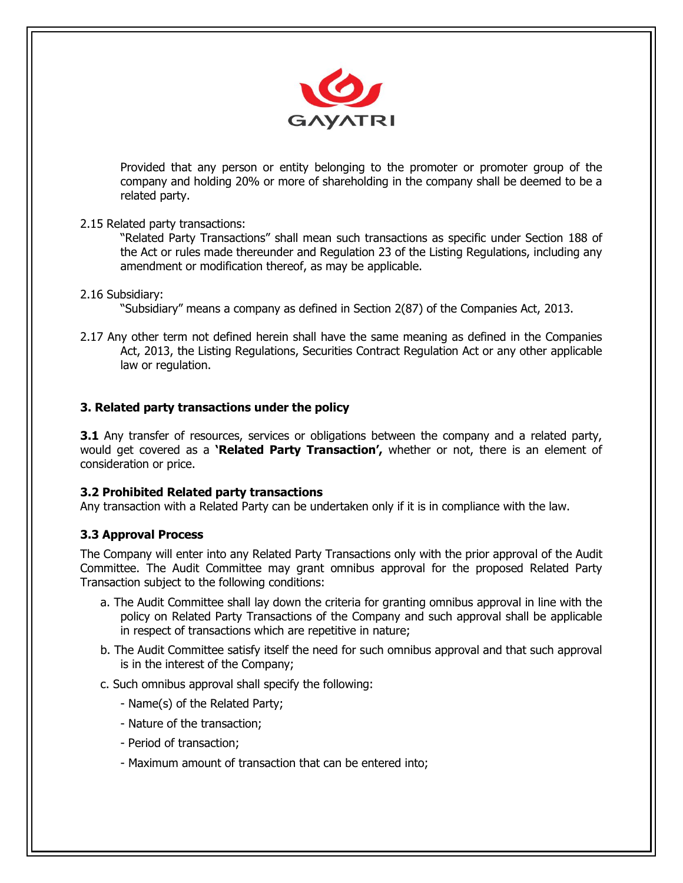Provided that any person or entity belonging to the promoter or promoter group of the company and holding 20% or more of shareholding in the company shall be deemed to be a related party.

2.15 Related party transactions:

"Related Party Transactions" shall mean such transactions as specific under Section 188 of the Act or rules made thereunder and Regulation 23 of the Listing Regulations, including any amendment or modification thereof, as may be applicable.

2.16 Subsidiary:

"Subsidiary" means a company as defined in Section 2(87) of the Companies Act, 2013.

2.17 Any other term not defined herein shall have the same meaning as defined in the Companies Act, 2013, the Listing Regulations, Securities Contract Regulation Act or any other applicable law or regulation.

## 3. Related party transactions under the policy

**3.1** Any transfer of resources, services or obligations between the company and a related party, would get covered as a **'Related Party Transaction',** whether or not, there is an element of consideration or price.

### 3.2 Prohibited Related party transactions

Any transaction with a Related Party can be undertaken only if it is in compliance with the law.

### 3.3 Approval Process

The Company will enter into any Related Party Transactions only with the prior approval of the Audit Committee. The Audit Committee may grant omnibus approval for the proposed Related Party Transaction subject to the following conditions:

a. The Audit Committee shall lay down the criteria for granting omnibus approval in line with the policy on Related Party Transactions of the Company and such approval shall be applicable in respect of transactions which are repetitive in nature;

b. The Audit Committee satisfy itself the need for such omnibus approval and that such approval is in the interest of the Company;

c. Such omnibus approval shall specify the following:

- Name(s) of the Related Party;
- Nature of the transaction;
- Period of transaction;
- Maximum amount of transaction that can be entered into;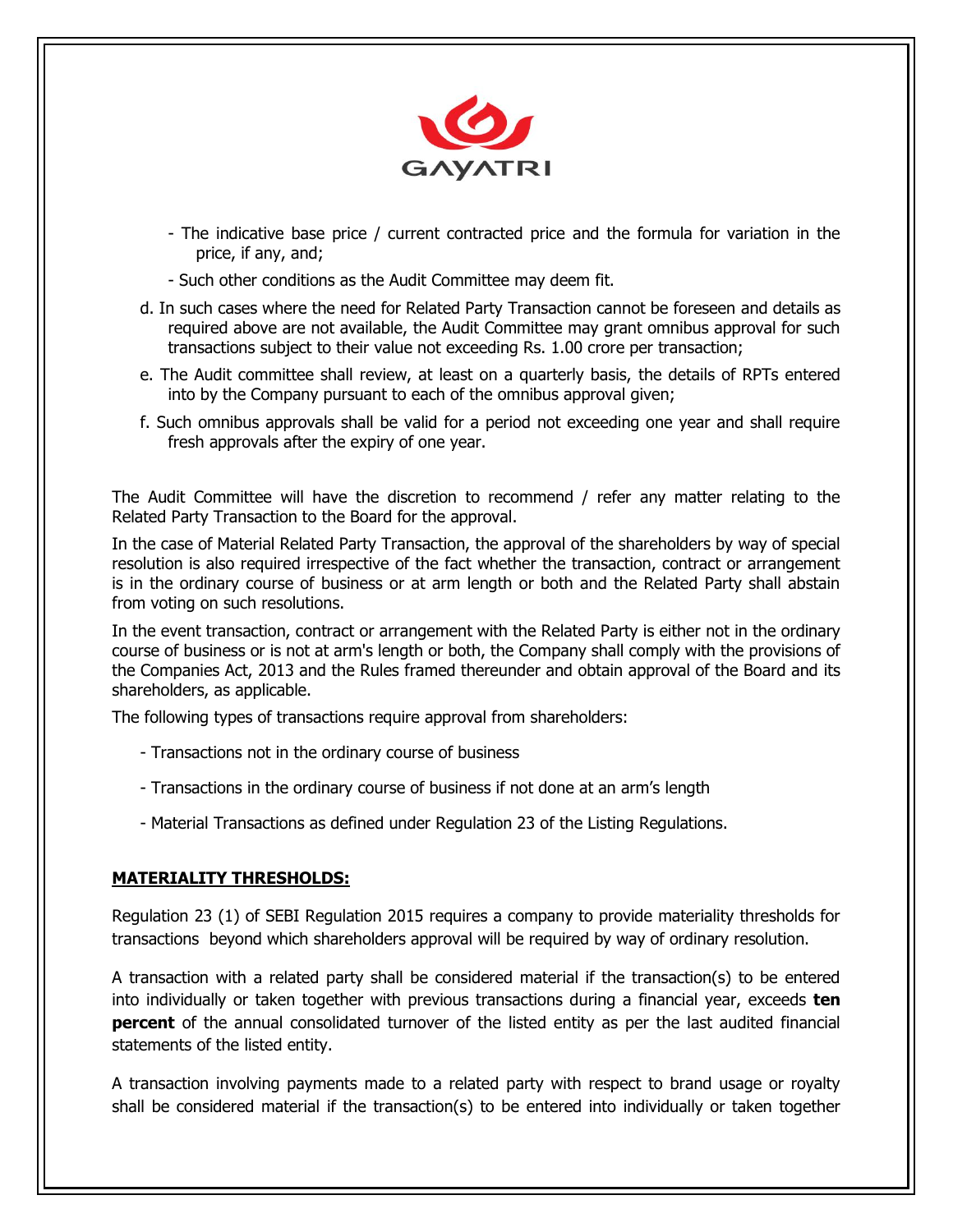- The indicative base price / current contracted price and the formula for variation in the price, if any, and;

- Such other conditions as the Audit Committee may deem fit.

d. In such cases where the need for Related Party Transaction cannot be foreseen and details as required above are not available, the Audit Committee may grant omnibus approval for such transactions subject to their value not exceeding Rs. 1.00 crore per transaction;

e. The Audit committee shall review, at least on a quarterly basis, the details of RPTs entered into by the Company pursuant to each of the omnibus approval given;

f. Such omnibus approvals shall be valid for a period not exceeding one year and shall require fresh approvals after the expiry of one year.

The Audit Committee will have the discretion to recommend / refer any matter relating to the Related Party Transaction to the Board for the approval.

In the case of Material Related Party Transaction, the approval of the shareholders by way of special resolution is also required irrespective of the fact whether the transaction, contract or arrangement is in the ordinary course of business or at arm length or both and the Related Party shall abstain from voting on such resolutions.

In the event transaction, contract or arrangement with the Related Party is either not in the ordinary course of business or is not at arm's length or both, the Company shall comply with the provisions of the Companies Act, 2013 and the Rules framed thereunder and obtain approval of the Board and its shareholders, as applicable.

The following types of transactions require approval from shareholders:

- Transactions not in the ordinary course of business

- Transactions in the ordinary course of business if not done at an arm's length

- Material Transactions as defined under Regulation 23 of the Listing Regulations.

**MATERIALITY THRESHOLDS:**

Regulation 23 (1) of SEBI Regulation 2015 requires a company to provide materiality thresholds for transactions beyond which shareholders approval will be required by way of ordinary resolution.

A transaction with a related party shall be considered material if the transaction(s) to be entered into individually or taken together with previous transactions during a financial year, exceeds **ten percent** of the annual consolidated turnover of the listed entity as per the last audited financial statements of the listed entity.

A transaction involving payments made to a related party with respect to brand usage or royalty shall be considered material if the transaction(s) to be entered into individually or taken together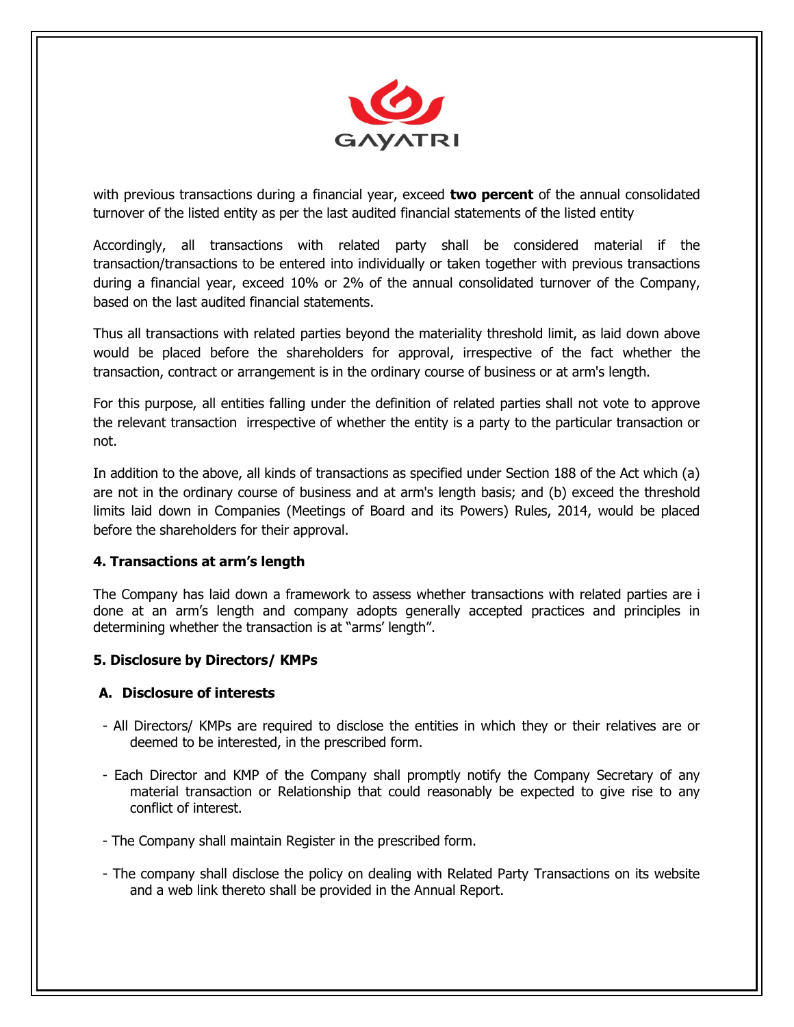with previous transactions during a financial year, exceed **two percent** of the annual consolidated turnover of the listed entity as per the last audited financial statements of the listed entity

Accordingly, all transactions with related party shall be considered material if the transaction/transactions to be entered into individually or taken together with previous transactions during a financial year, exceed 10% or 2% of the annual consolidated turnover of the Company, based on the last audited financial statements.

Thus all transactions with related parties beyond the materiality threshold limit, as laid down above would be placed before the shareholders for approval, irrespective of the fact whether the transaction, contract or arrangement is in the ordinary course of business or at arm's length.

For this purpose, all entities falling under the definition of related parties shall not vote to approve the relevant transaction irrespective of whether the entity is a party to the particular transaction or not.

In addition to the above, all kinds of transactions as specified under Section 188 of the Act which (a) are not in the ordinary course of business and at arm's length basis; and (b) exceed the threshold limits laid down in Companies (Meetings of Board and its Powers) Rules, 2014, would be placed before the shareholders for their approval.

**4. Transactions at arm's length**

The Company has laid down a framework to assess whether transactions with related parties are i done at an arm's length and company adopts generally accepted practices and principles in determining whether the transaction is at "arms' length".

**5. Disclosure by Directors/ KMPs**

**A. Disclosure of interests**

- All Directors/ KMPs are required to disclose the entities in which they or their relatives are or deemed to be interested, in the prescribed form.
- Each Director and KMP of the Company shall promptly notify the Company Secretary of any material transaction or Relationship that could reasonably be expected to give rise to any conflict of interest.
- The Company shall maintain Register in the prescribed form.
- The company shall disclose the policy on dealing with Related Party Transactions on its website and a web link thereto shall be provided in the Annual Report.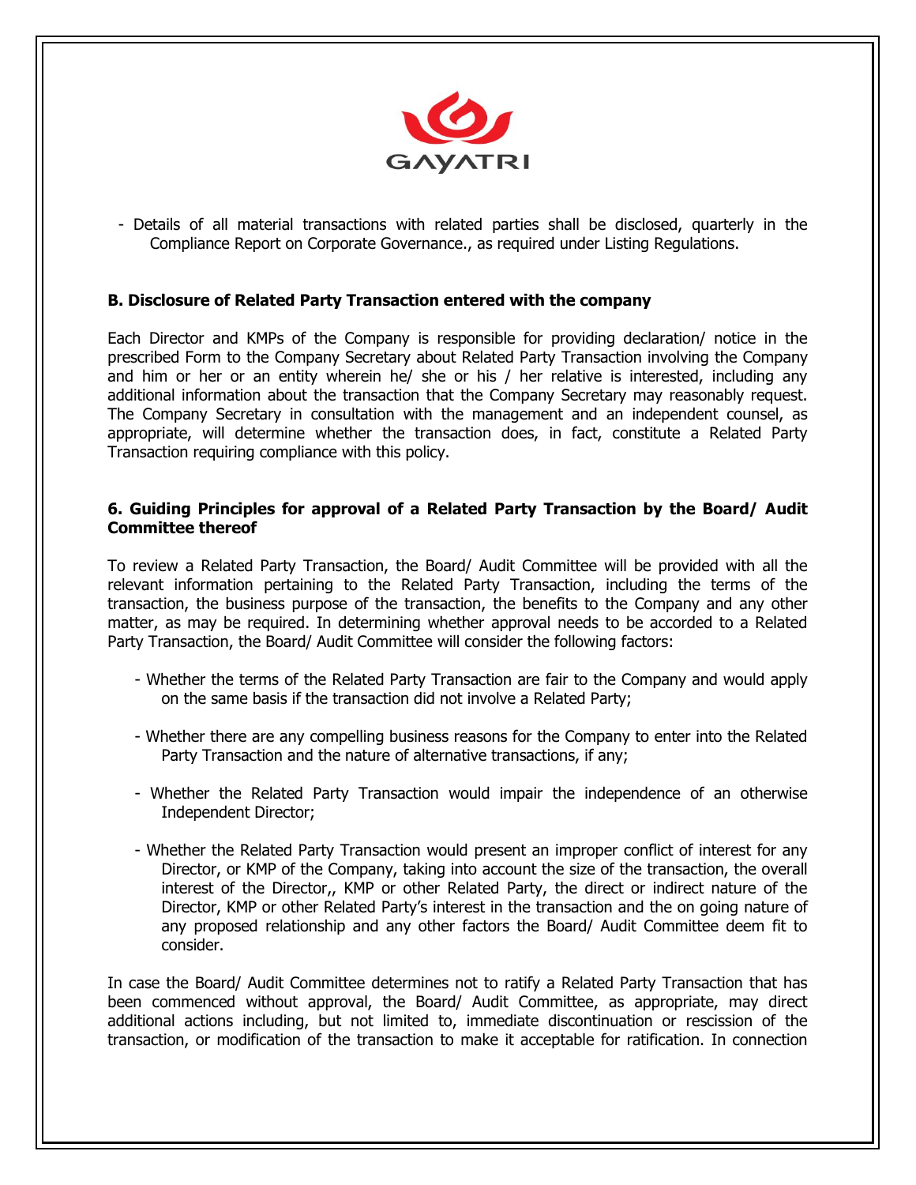- Details of all material transactions with related parties shall be disclosed, quarterly in the Compliance Report on Corporate Governance., as required under Listing Regulations.

**B. Disclosure of Related Party Transaction entered with the company**

Each Director and KMPs of the Company is responsible for providing declaration/ notice in the prescribed Form to the Company Secretary about Related Party Transaction involving the Company and him or her or an entity wherein he/ she or his / her relative is interested, including any additional information about the transaction that the Company Secretary may reasonably request. The Company Secretary in consultation with the management and an independent counsel, as appropriate, will determine whether the transaction does, in fact, constitute a Related Party Transaction requiring compliance with this policy.

**6. Guiding Principles for approval of a Related Party Transaction by the Board/ Audit Committee thereof**

To review a Related Party Transaction, the Board/ Audit Committee will be provided with all the relevant information pertaining to the Related Party Transaction, including the terms of the transaction, the business purpose of the transaction, the benefits to the Company and any other matter, as may be required. In determining whether approval needs to be accorded to a Related Party Transaction, the Board/ Audit Committee will consider the following factors:

- Whether the terms of the Related Party Transaction are fair to the Company and would apply on the same basis if the transaction did not involve a Related Party;
- Whether there are any compelling business reasons for the Company to enter into the Related Party Transaction and the nature of alternative transactions, if any;
- Whether the Related Party Transaction would impair the independence of an otherwise Independent Director;
- Whether the Related Party Transaction would present an improper conflict of interest for any Director, or KMP of the Company, taking into account the size of the transaction, the overall interest of the Director,, KMP or other Related Party, the direct or indirect nature of the Director, KMP or other Related Party's interest in the transaction and the on going nature of any proposed relationship and any other factors the Board/ Audit Committee deem fit to consider.

In case the Board/ Audit Committee determines not to ratify a Related Party Transaction that has been commenced without approval, the Board/ Audit Committee, as appropriate, may direct additional actions including, but not limited to, immediate discontinuation or rescission of the transaction, or modification of the transaction to make it acceptable for ratification. In connection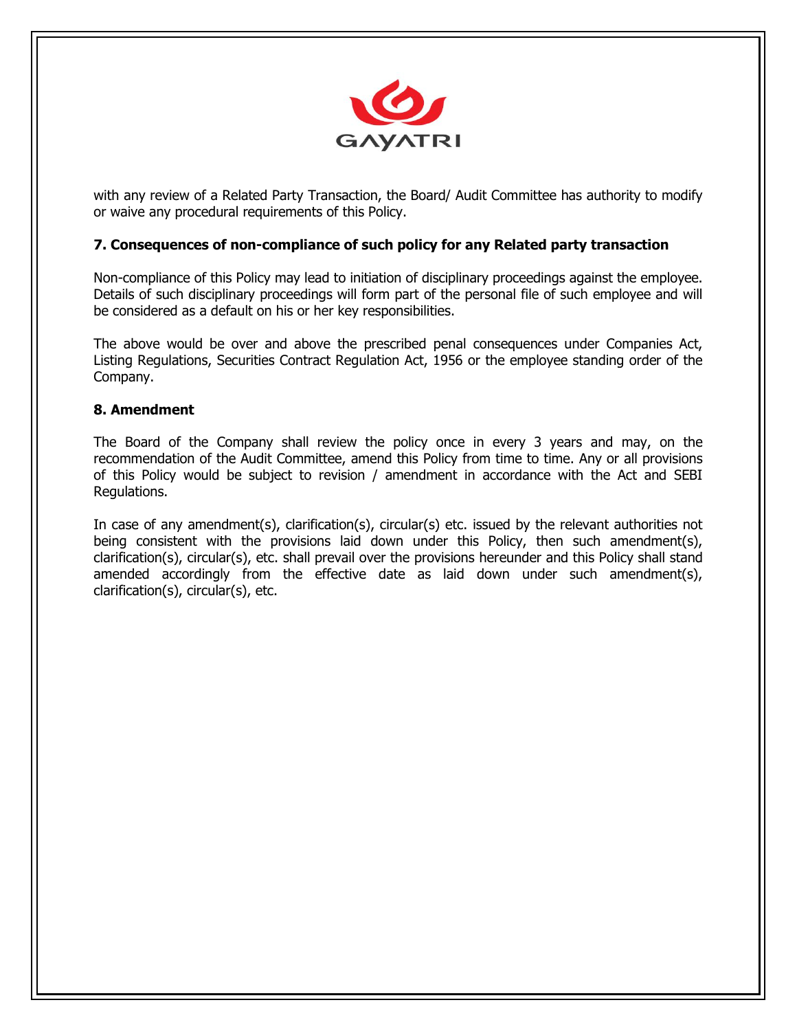with any review of a Related Party Transaction, the Board/ Audit Committee has authority to modify or waive any procedural requirements of this Policy.

### 7. Consequences of non-compliance of such policy for any Related party transaction

Non-compliance of this Policy may lead to initiation of disciplinary proceedings against the employee. Details of such disciplinary proceedings will form part of the personal file of such employee and will be considered as a default on his or her key responsibilities.

The above would be over and above the prescribed penal consequences under Companies Act, Listing Regulations, Securities Contract Regulation Act, 1956 or the employee standing order of the Company.

### 8. Amendment

The Board of the Company shall review the policy once in every 3 years and may, on the recommendation of the Audit Committee, amend this Policy from time to time. Any or all provisions of this Policy would be subject to revision / amendment in accordance with the Act and SEBI Regulations.

In case of any amendment(s), clarification(s), circular(s) etc. issued by the relevant authorities not being consistent with the provisions laid down under this Policy, then such amendment(s), clarification(s), circular(s), etc. shall prevail over the provisions hereunder and this Policy shall stand amended accordingly from the effective date as laid down under such amendment(s), clarification(s), circular(s), etc.